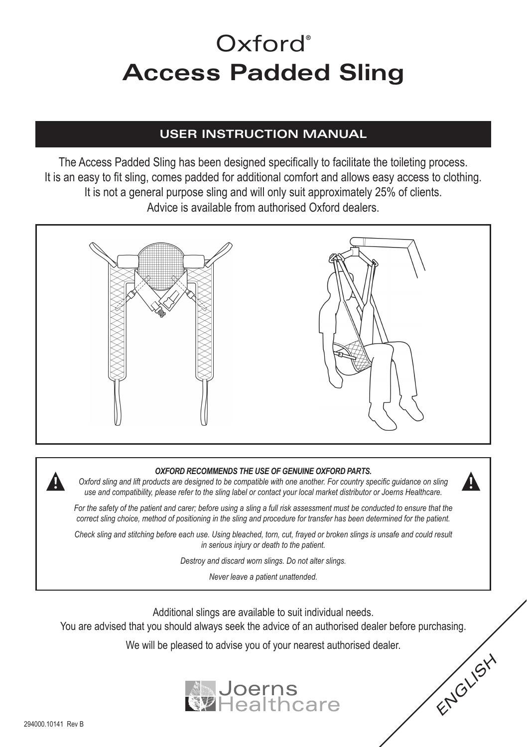# Oxford®
# Access Padded Sling

## USER INSTRUCTION MANUAL

The Access Padded Sling has been designed specifically to facilitate the toileting process.
It is an easy to fit sling, comes padded for additional comfort and allows easy access to clothing.
It is not a general purpose sling and will only suit approximately 25% of clients.
Advice is available from authorised Oxford dealers.

***OXFORD RECOMMENDS THE USE OF GENUINE OXFORD PARTS.***

*Oxford sling and lift products are designed to be compatible with one another. For country specific guidance on sling use and compatibility, please refer to the sling label or contact your local market distributor or Joerns Healthcare.*

*For the safety of the patient and carer; before using a sling a full risk assessment must be conducted to ensure that the correct sling choice, method of positioning in the sling and procedure for transfer has been determined for the patient.*

*Check sling and stitching before each use. Using bleached, torn, cut, frayed or broken slings is unsafe and could result in serious injury or death to the patient.*

*Destroy and discard worn slings. Do not alter slings.*

*Never leave a patient unattended.*

Additional slings are available to suit individual needs.
You are advised that you should always seek the advice of an authorised dealer before purchasing.

We will be pleased to advise you of your nearest authorised dealer.

Joerns Healthcare

ENGLISH

294000.10141 Rev B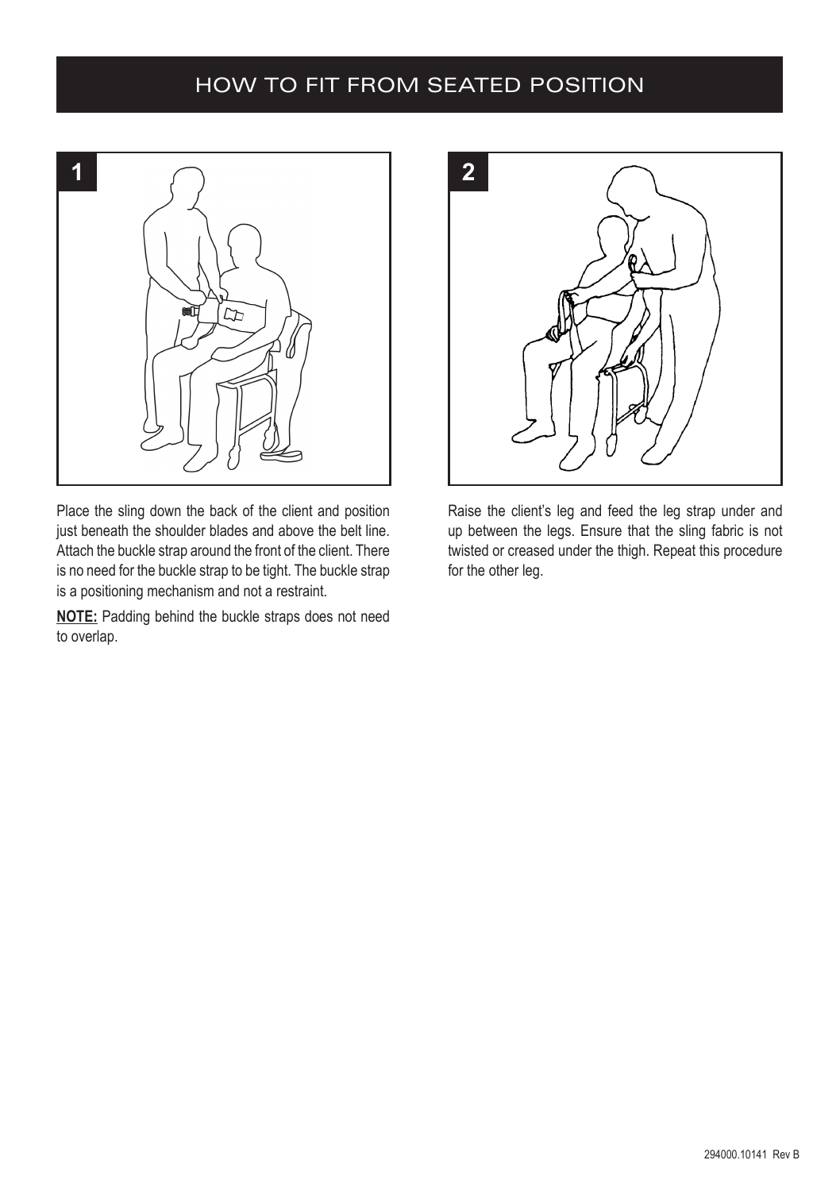# HOW TO FIT FROM SEATED POSITION

**1**

Place the sling down the back of the client and position just beneath the shoulder blades and above the belt line. Attach the buckle strap around the front of the client. There is no need for the buckle strap to be tight. The buckle strap is a positioning mechanism and not a restraint.

**NOTE:** Padding behind the buckle straps does not need to overlap.

**2**

Raise the client's leg and feed the leg strap under and up between the legs. Ensure that the sling fabric is not twisted or creased under the thigh. Repeat this procedure for the other leg.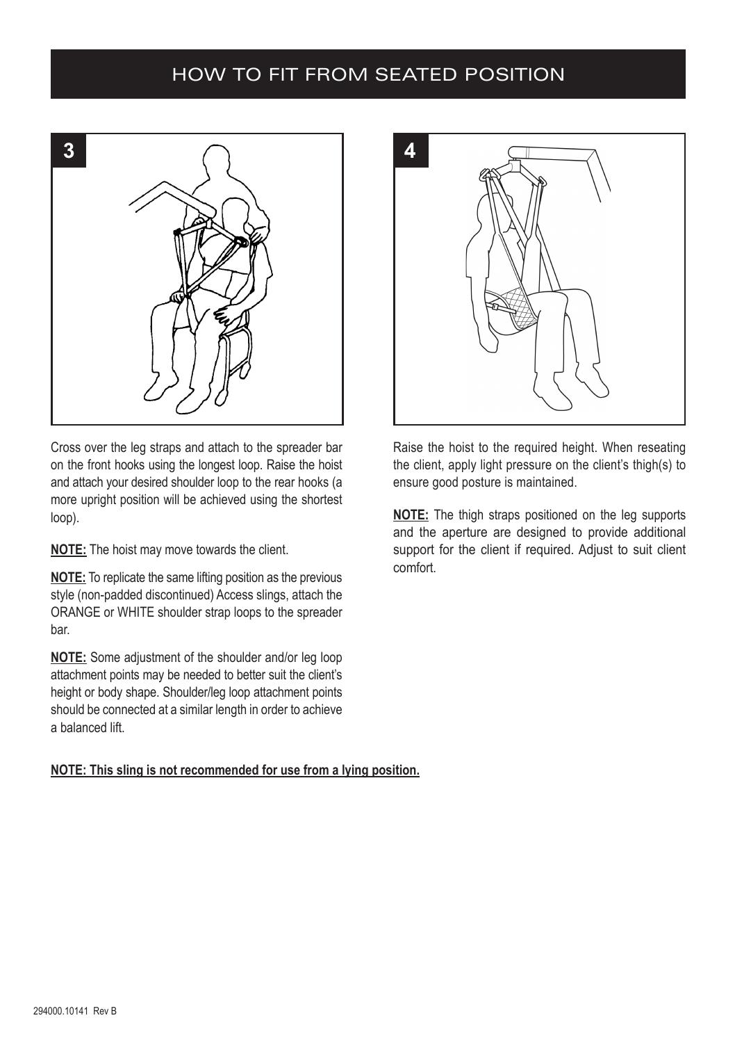# HOW TO FIT FROM SEATED POSITION

**3**

Cross over the leg straps and attach to the spreader bar on the front hooks using the longest loop. Raise the hoist and attach your desired shoulder loop to the rear hooks (a more upright position will be achieved using the shortest loop).

**NOTE:** The hoist may move towards the client.

**NOTE:** To replicate the same lifting position as the previous style (non-padded discontinued) Access slings, attach the ORANGE or WHITE shoulder strap loops to the spreader bar.

**NOTE:** Some adjustment of the shoulder and/or leg loop attachment points may be needed to better suit the client's height or body shape. Shoulder/leg loop attachment points should be connected at a similar length in order to achieve a balanced lift.

**4**

Raise the hoist to the required height. When reseating the client, apply light pressure on the client's thigh(s) to ensure good posture is maintained.

**NOTE:** The thigh straps positioned on the leg supports and the aperture are designed to provide additional support for the client if required. Adjust to suit client comfort.

**NOTE: This sling is not recommended for use from a lying position.**

294000.10141 Rev B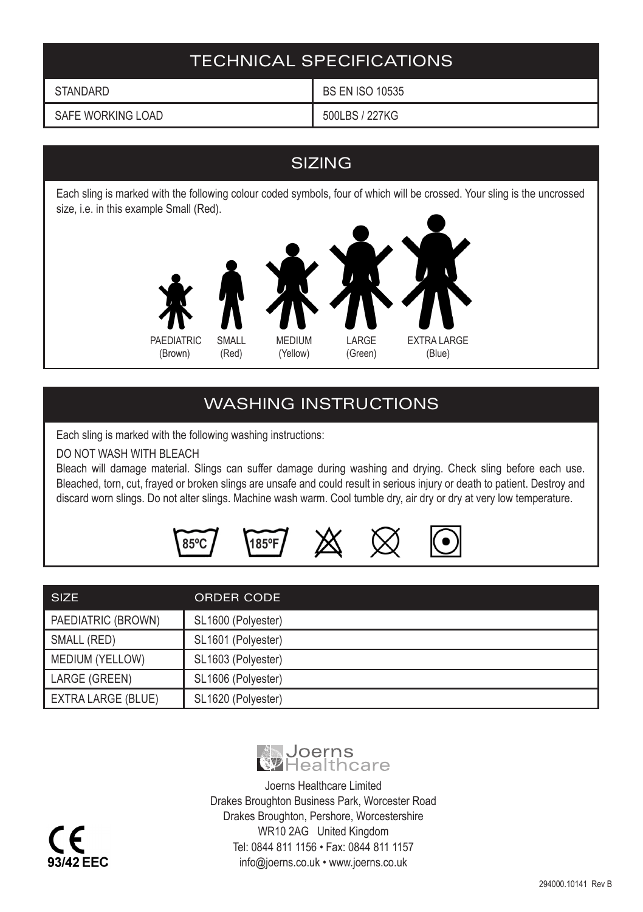## TECHNICAL SPECIFICATIONS

| | |
|---|---|
| STANDARD | BS EN ISO 10535 |
| SAFE WORKING LOAD | 500LBS / 227KG |

## SIZING

Each sling is marked with the following colour coded symbols, four of which will be crossed. Your sling is the uncrossed size, i.e. in this example Small (Red).

PAEDIATRIC (Brown)
SMALL (Red)
MEDIUM (Yellow)
LARGE (Green)
EXTRA LARGE (Blue)

## WASHING INSTRUCTIONS

Each sling is marked with the following washing instructions:

DO NOT WASH WITH BLEACH

Bleach will damage material. Slings can suffer damage during washing and drying. Check sling before each use. Bleached, torn, cut, frayed or broken slings are unsafe and could result in serious injury or death to patient. Destroy and discard worn slings. Do not alter slings. Machine wash warm. Cool tumble dry, air dry or dry at very low temperature.

85ºC
185ºF

| SIZE | ORDER CODE |
|---|---|
| PAEDIATRIC (BROWN) | SL1600 (Polyester) |
| SMALL (RED) | SL1601 (Polyester) |
| MEDIUM (YELLOW) | SL1603 (Polyester) |
| LARGE (GREEN) | SL1606 (Polyester) |
| EXTRA LARGE (BLUE) | SL1620 (Polyester) |

Joerns Healthcare

Joerns Healthcare Limited
Drakes Broughton Business Park, Worcester Road
Drakes Broughton, Pershore, Worcestershire
WR10 2AG United Kingdom
Tel: 0844 811 1156 • Fax: 0844 811 1157
info@joerns.co.uk • www.joerns.co.uk

CE 93/42 EEC

294000.10141 Rev B